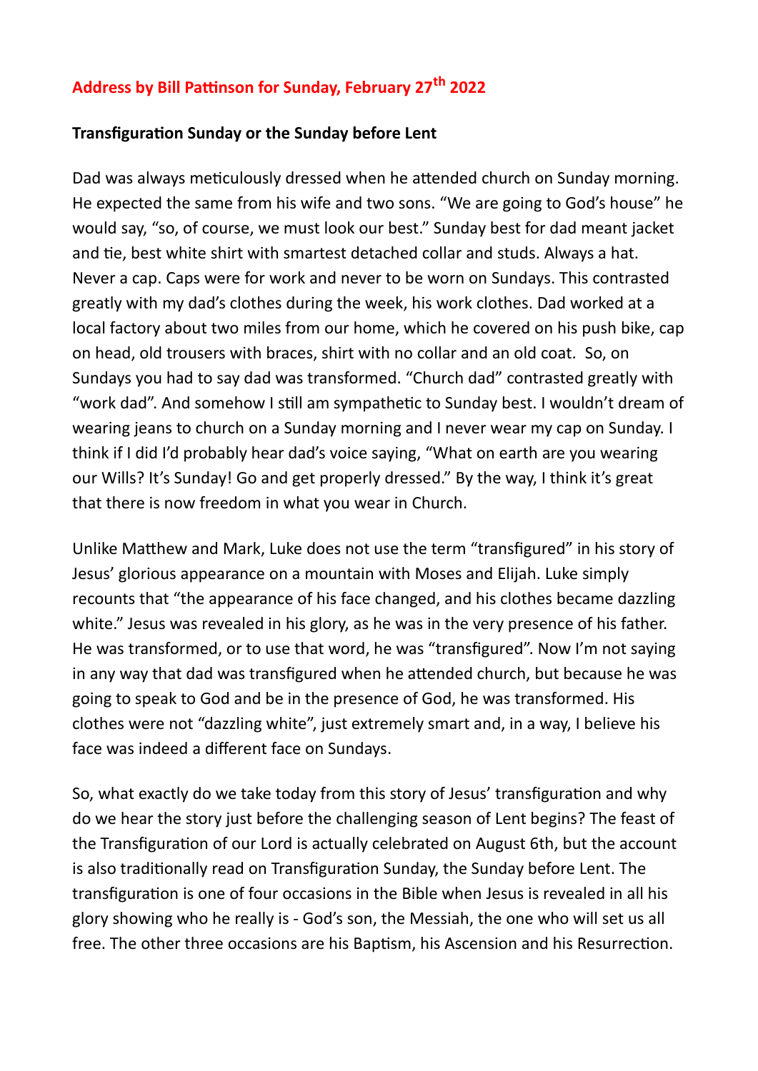# Address by Bill Pattinson for Sunday, February 27th 2022

## Transfiguration Sunday or the Sunday before Lent

Dad was always meticulously dressed when he attended church on Sunday morning. He expected the same from his wife and two sons. “We are going to God’s house” he would say, “so, of course, we must look our best.” Sunday best for dad meant jacket and tie, best white shirt with smartest detached collar and studs. Always a hat. Never a cap. Caps were for work and never to be worn on Sundays. This contrasted greatly with my dad’s clothes during the week, his work clothes. Dad worked at a local factory about two miles from our home, which he covered on his push bike, cap on head, old trousers with braces, shirt with no collar and an old coat. So, on Sundays you had to say dad was transformed. “Church dad” contrasted greatly with “work dad”. And somehow I still am sympathetic to Sunday best. I wouldn’t dream of wearing jeans to church on a Sunday morning and I never wear my cap on Sunday. I think if I did I’d probably hear dad’s voice saying, “What on earth are you wearing our Wills? It’s Sunday! Go and get properly dressed.” By the way, I think it’s great that there is now freedom in what you wear in Church.

Unlike Matthew and Mark, Luke does not use the term “transfigured” in his story of Jesus’ glorious appearance on a mountain with Moses and Elijah. Luke simply recounts that “the appearance of his face changed, and his clothes became dazzling white.” Jesus was revealed in his glory, as he was in the very presence of his father. He was transformed, or to use that word, he was “transfigured”. Now I’m not saying in any way that dad was transfigured when he attended church, but because he was going to speak to God and be in the presence of God, he was transformed. His clothes were not “dazzling white”, just extremely smart and, in a way, I believe his face was indeed a different face on Sundays.

So, what exactly do we take today from this story of Jesus’ transfiguration and why do we hear the story just before the challenging season of Lent begins? The feast of the Transfiguration of our Lord is actually celebrated on August 6th, but the account is also traditionally read on Transfiguration Sunday, the Sunday before Lent. The transfiguration is one of four occasions in the Bible when Jesus is revealed in all his glory showing who he really is - God’s son, the Messiah, the one who will set us all free. The other three occasions are his Baptism, his Ascension and his Resurrection.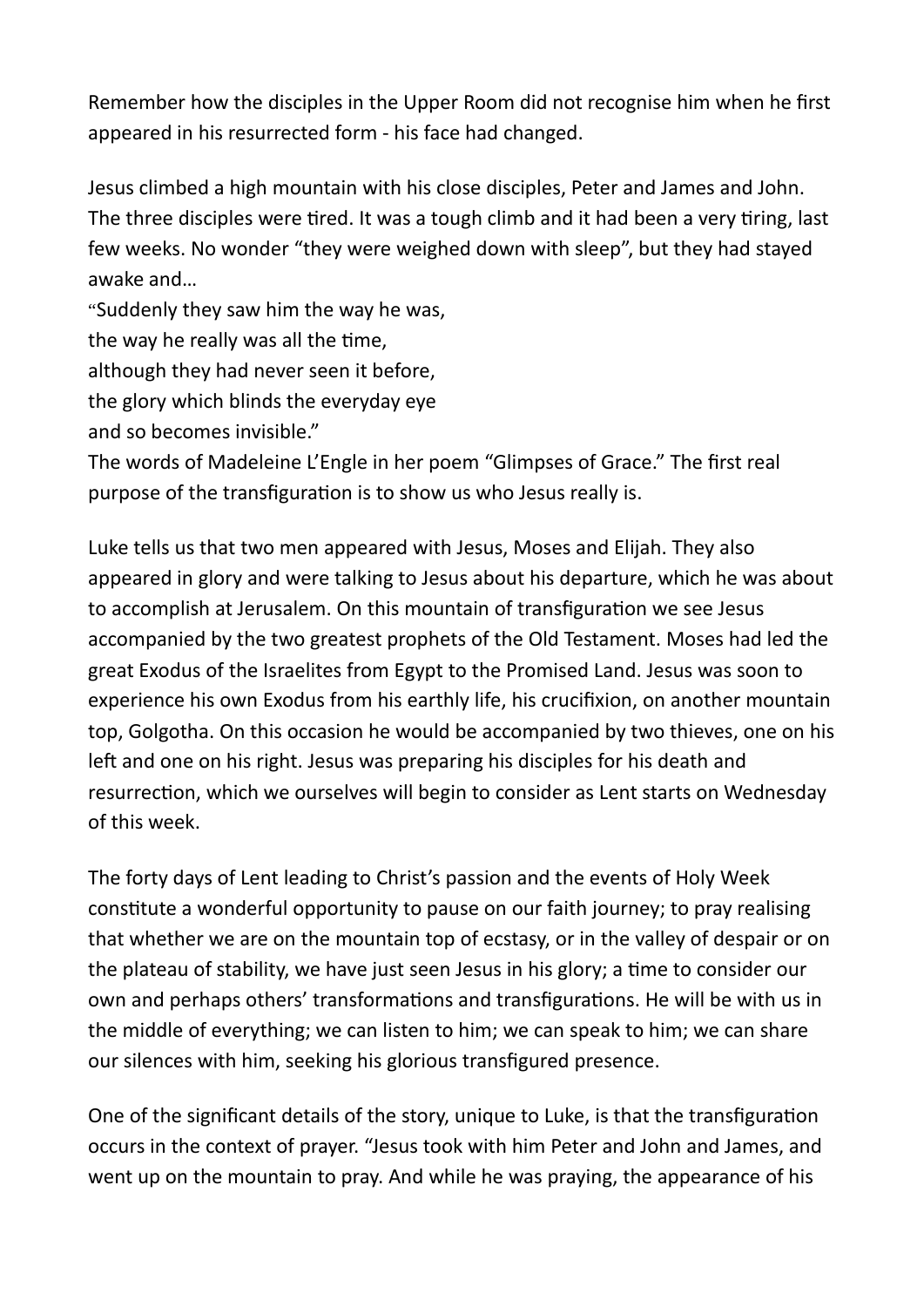Remember how the disciples in the Upper Room did not recognise him when he first appeared in his resurrected form - his face had changed.

Jesus climbed a high mountain with his close disciples, Peter and James and John. The three disciples were tired. It was a tough climb and it had been a very tiring, last few weeks. No wonder "they were weighed down with sleep", but they had stayed awake and…

"Suddenly they saw him the way he was,
the way he really was all the time,
although they had never seen it before,
the glory which blinds the everyday eye
and so becomes invisible."

The words of Madeleine L'Engle in her poem "Glimpses of Grace." The first real purpose of the transfiguration is to show us who Jesus really is.

Luke tells us that two men appeared with Jesus, Moses and Elijah. They also appeared in glory and were talking to Jesus about his departure, which he was about to accomplish at Jerusalem. On this mountain of transfiguration we see Jesus accompanied by the two greatest prophets of the Old Testament. Moses had led the great Exodus of the Israelites from Egypt to the Promised Land. Jesus was soon to experience his own Exodus from his earthly life, his crucifixion, on another mountain top, Golgotha. On this occasion he would be accompanied by two thieves, one on his left and one on his right. Jesus was preparing his disciples for his death and resurrection, which we ourselves will begin to consider as Lent starts on Wednesday of this week.

The forty days of Lent leading to Christ's passion and the events of Holy Week constitute a wonderful opportunity to pause on our faith journey; to pray realising that whether we are on the mountain top of ecstasy, or in the valley of despair or on the plateau of stability, we have just seen Jesus in his glory; a time to consider our own and perhaps others' transformations and transfigurations. He will be with us in the middle of everything; we can listen to him; we can speak to him; we can share our silences with him, seeking his glorious transfigured presence.

One of the significant details of the story, unique to Luke, is that the transfiguration occurs in the context of prayer. "Jesus took with him Peter and John and James, and went up on the mountain to pray. And while he was praying, the appearance of his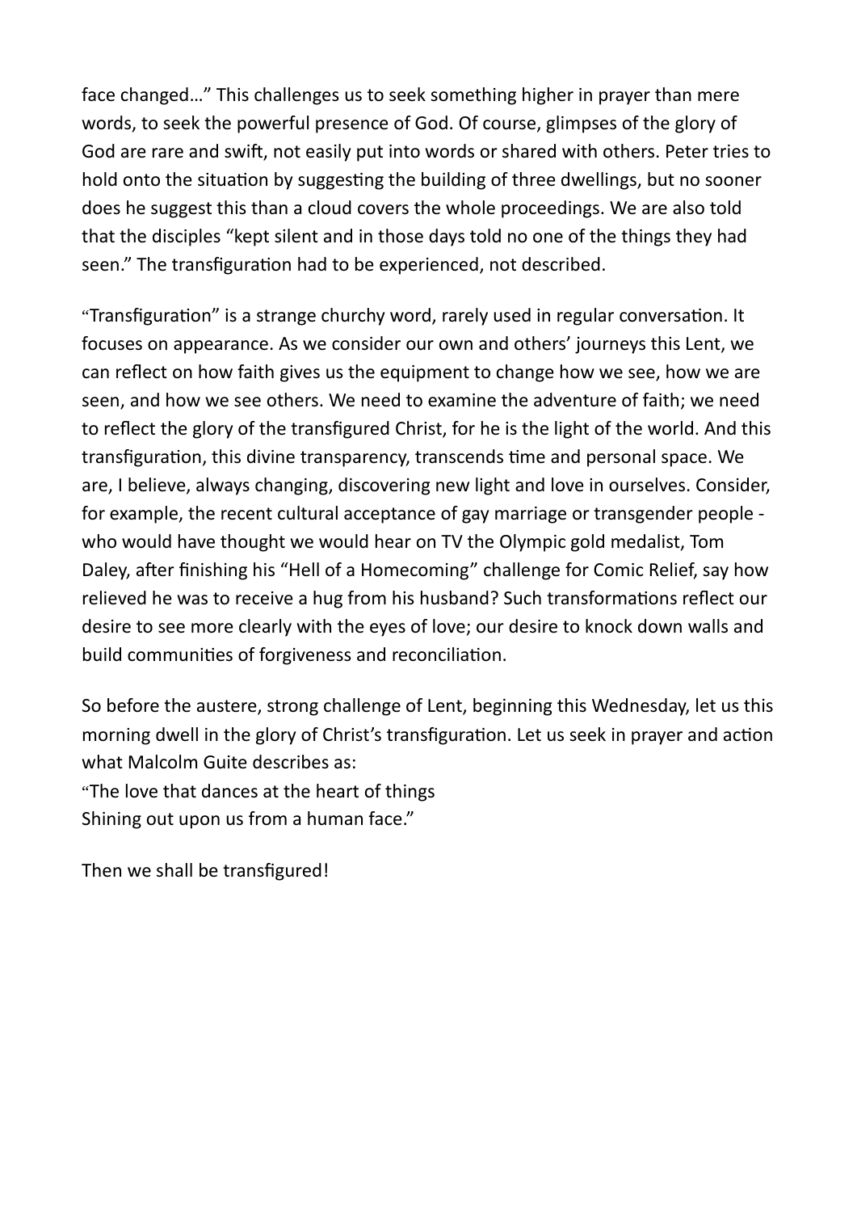face changed…" This challenges us to seek something higher in prayer than mere words, to seek the powerful presence of God. Of course, glimpses of the glory of God are rare and swift, not easily put into words or shared with others. Peter tries to hold onto the situation by suggesting the building of three dwellings, but no sooner does he suggest this than a cloud covers the whole proceedings. We are also told that the disciples "kept silent and in those days told no one of the things they had seen." The transfiguration had to be experienced, not described.

"Transfiguration" is a strange churchy word, rarely used in regular conversation. It focuses on appearance. As we consider our own and others' journeys this Lent, we can reflect on how faith gives us the equipment to change how we see, how we are seen, and how we see others. We need to examine the adventure of faith; we need to reflect the glory of the transfigured Christ, for he is the light of the world. And this transfiguration, this divine transparency, transcends time and personal space. We are, I believe, always changing, discovering new light and love in ourselves. Consider, for example, the recent cultural acceptance of gay marriage or transgender people - who would have thought we would hear on TV the Olympic gold medalist, Tom Daley, after finishing his "Hell of a Homecoming" challenge for Comic Relief, say how relieved he was to receive a hug from his husband? Such transformations reflect our desire to see more clearly with the eyes of love; our desire to knock down walls and build communities of forgiveness and reconciliation.

So before the austere, strong challenge of Lent, beginning this Wednesday, let us this morning dwell in the glory of Christ's transfiguration. Let us seek in prayer and action what Malcolm Guite describes as:
"The love that dances at the heart of things
Shining out upon us from a human face."

Then we shall be transfigured!